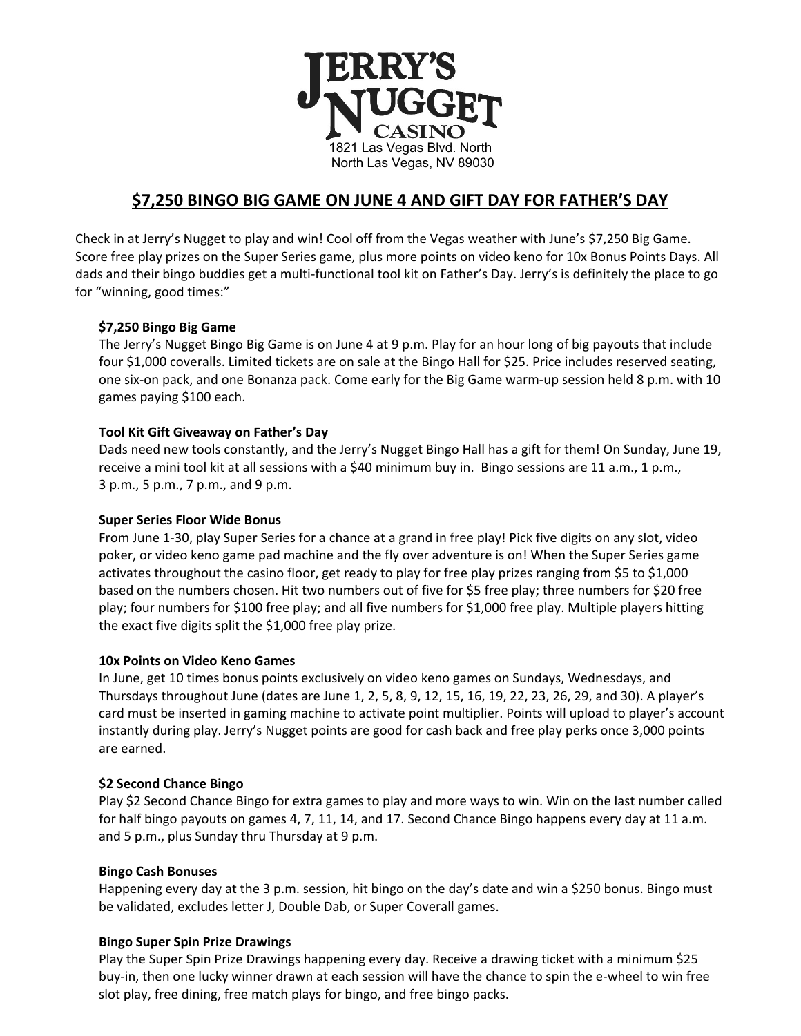# JERRY'S NUGGET CASINO

1821 Las Vegas Blvd. North
North Las Vegas, NV 89030

## $7,250 BINGO BIG GAME ON JUNE 4 AND GIFT DAY FOR FATHER'S DAY

Check in at Jerry's Nugget to play and win! Cool off from the Vegas weather with June's $7,250 Big Game. Score free play prizes on the Super Series game, plus more points on video keno for 10x Bonus Points Days. All dads and their bingo buddies get a multi-functional tool kit on Father's Day. Jerry's is definitely the place to go for "winning, good times:"

**$7,250 Bingo Big Game**

The Jerry's Nugget Bingo Big Game is on June 4 at 9 p.m. Play for an hour long of big payouts that include four $1,000 coveralls. Limited tickets are on sale at the Bingo Hall for $25. Price includes reserved seating, one six-on pack, and one Bonanza pack. Come early for the Big Game warm-up session held 8 p.m. with 10 games paying $100 each.

**Tool Kit Gift Giveaway on Father's Day**

Dads need new tools constantly, and the Jerry's Nugget Bingo Hall has a gift for them! On Sunday, June 19, receive a mini tool kit at all sessions with a $40 minimum buy in. Bingo sessions are 11 a.m., 1 p.m., 3 p.m., 5 p.m., 7 p.m., and 9 p.m.

**Super Series Floor Wide Bonus**

From June 1-30, play Super Series for a chance at a grand in free play! Pick five digits on any slot, video poker, or video keno game pad machine and the fly over adventure is on! When the Super Series game activates throughout the casino floor, get ready to play for free play prizes ranging from $5 to $1,000 based on the numbers chosen. Hit two numbers out of five for $5 free play; three numbers for $20 free play; four numbers for $100 free play; and all five numbers for $1,000 free play. Multiple players hitting the exact five digits split the $1,000 free play prize.

**10x Points on Video Keno Games**

In June, get 10 times bonus points exclusively on video keno games on Sundays, Wednesdays, and Thursdays throughout June (dates are June 1, 2, 5, 8, 9, 12, 15, 16, 19, 22, 23, 26, 29, and 30). A player's card must be inserted in gaming machine to activate point multiplier. Points will upload to player's account instantly during play. Jerry's Nugget points are good for cash back and free play perks once 3,000 points are earned.

**$2 Second Chance Bingo**

Play $2 Second Chance Bingo for extra games to play and more ways to win. Win on the last number called for half bingo payouts on games 4, 7, 11, 14, and 17. Second Chance Bingo happens every day at 11 a.m. and 5 p.m., plus Sunday thru Thursday at 9 p.m.

**Bingo Cash Bonuses**

Happening every day at the 3 p.m. session, hit bingo on the day's date and win a $250 bonus. Bingo must be validated, excludes letter J, Double Dab, or Super Coverall games.

**Bingo Super Spin Prize Drawings**

Play the Super Spin Prize Drawings happening every day. Receive a drawing ticket with a minimum $25 buy-in, then one lucky winner drawn at each session will have the chance to spin the e-wheel to win free slot play, free dining, free match plays for bingo, and free bingo packs.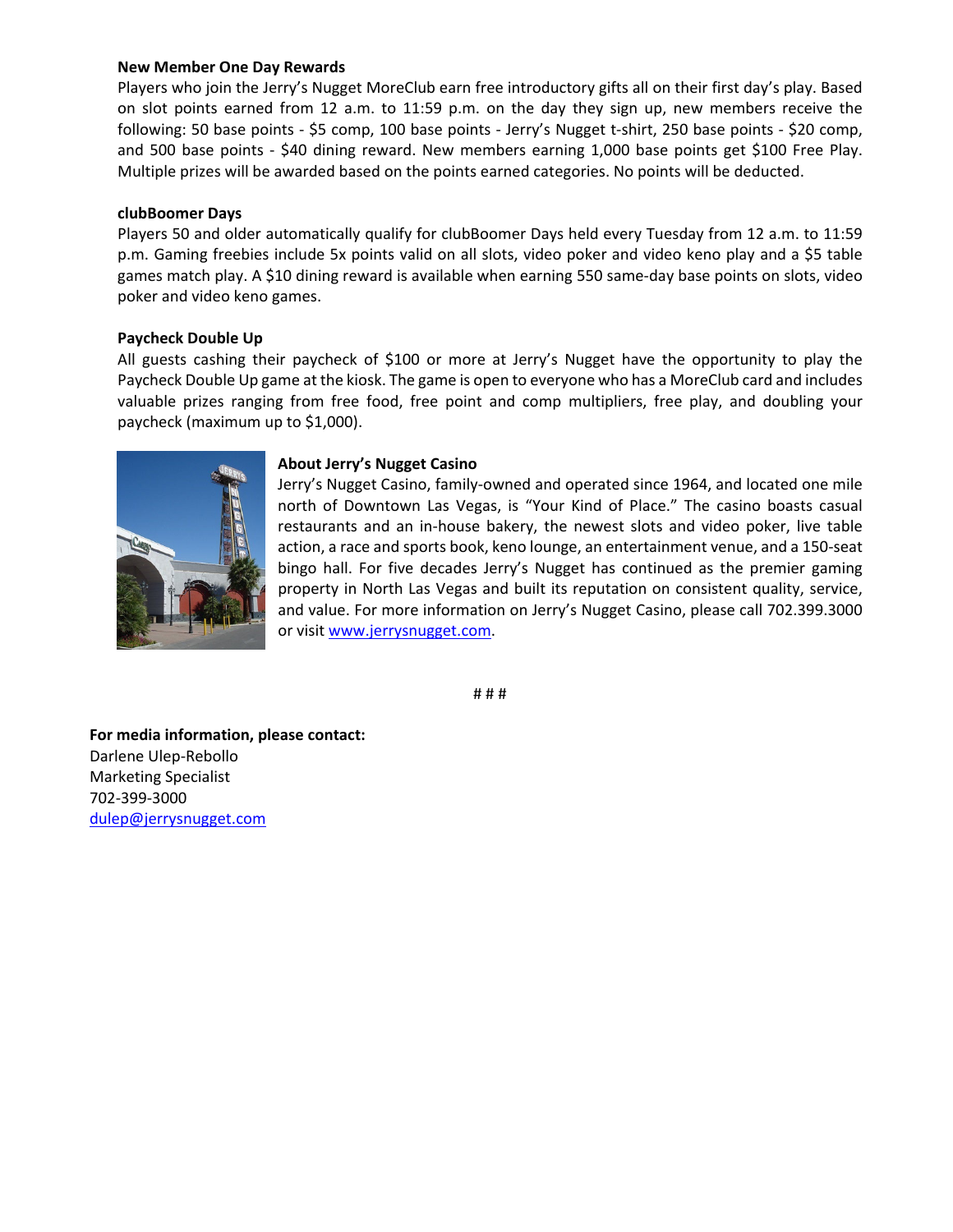**New Member One Day Rewards**

Players who join the Jerry's Nugget MoreClub earn free introductory gifts all on their first day's play. Based on slot points earned from 12 a.m. to 11:59 p.m. on the day they sign up, new members receive the following: 50 base points - $5 comp, 100 base points - Jerry's Nugget t-shirt, 250 base points - $20 comp, and 500 base points - $40 dining reward. New members earning 1,000 base points get $100 Free Play. Multiple prizes will be awarded based on the points earned categories. No points will be deducted.

**clubBoomer Days**

Players 50 and older automatically qualify for clubBoomer Days held every Tuesday from 12 a.m. to 11:59 p.m. Gaming freebies include 5x points valid on all slots, video poker and video keno play and a $5 table games match play. A $10 dining reward is available when earning 550 same-day base points on slots, video poker and video keno games.

**Paycheck Double Up**

All guests cashing their paycheck of $100 or more at Jerry's Nugget have the opportunity to play the Paycheck Double Up game at the kiosk. The game is open to everyone who has a MoreClub card and includes valuable prizes ranging from free food, free point and comp multipliers, free play, and doubling your paycheck (maximum up to $1,000).

**About Jerry's Nugget Casino**

Jerry's Nugget Casino, family-owned and operated since 1964, and located one mile north of Downtown Las Vegas, is "Your Kind of Place." The casino boasts casual restaurants and an in-house bakery, the newest slots and video poker, live table action, a race and sports book, keno lounge, an entertainment venue, and a 150-seat bingo hall. For five decades Jerry's Nugget has continued as the premier gaming property in North Las Vegas and built its reputation on consistent quality, service, and value. For more information on Jerry's Nugget Casino, please call 702.399.3000 or visit www.jerrysnugget.com.

# # #

**For media information, please contact:**

Darlene Ulep-Rebollo
Marketing Specialist
702-399-3000
dulep@jerrysnugget.com